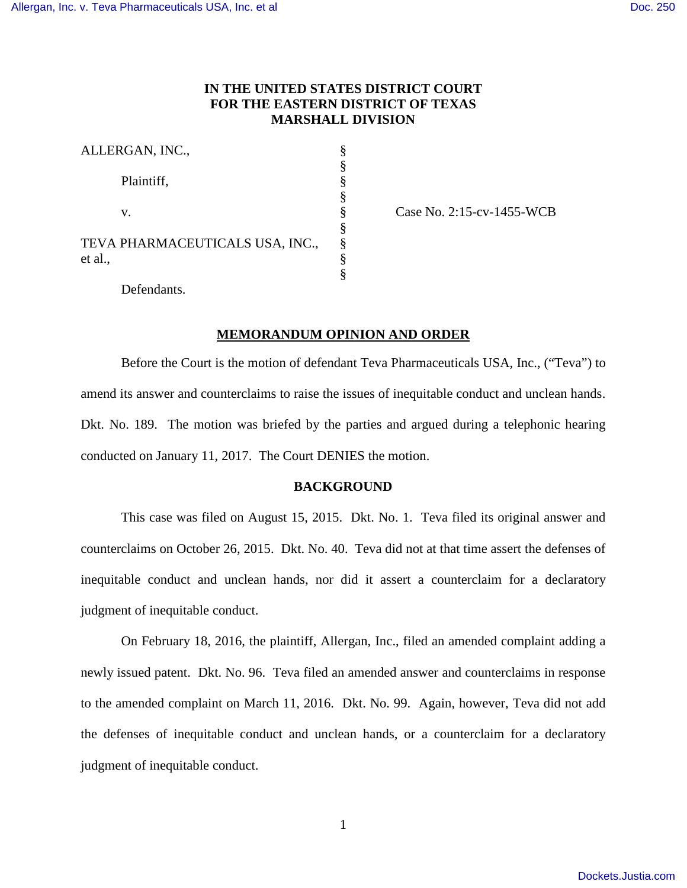**IN THE UNITED STATES DISTRICT COURT**
**FOR THE EASTERN DISTRICT OF TEXAS**
**MARSHALL DIVISION**

| | | |
|---|---|---|
| ALLERGAN, INC., | § | |
| | § | |
| Plaintiff, | § | |
| | § | |
| v. | § | Case No. 2:15-cv-1455-WCB |
| | § | |
| TEVA PHARMACEUTICALS USA, INC., et al., | § | |
| | § | |
| Defendants. | § | |

## MEMORANDUM OPINION AND ORDER

Before the Court is the motion of defendant Teva Pharmaceuticals USA, Inc., ("Teva") to amend its answer and counterclaims to raise the issues of inequitable conduct and unclean hands. Dkt. No. 189. The motion was briefed by the parties and argued during a telephonic hearing conducted on January 11, 2017. The Court DENIES the motion.

## BACKGROUND

This case was filed on August 15, 2015. Dkt. No. 1. Teva filed its original answer and counterclaims on October 26, 2015. Dkt. No. 40. Teva did not at that time assert the defenses of inequitable conduct and unclean hands, nor did it assert a counterclaim for a declaratory judgment of inequitable conduct.

On February 18, 2016, the plaintiff, Allergan, Inc., filed an amended complaint adding a newly issued patent. Dkt. No. 96. Teva filed an amended answer and counterclaims in response to the amended complaint on March 11, 2016. Dkt. No. 99. Again, however, Teva did not add the defenses of inequitable conduct and unclean hands, or a counterclaim for a declaratory judgment of inequitable conduct.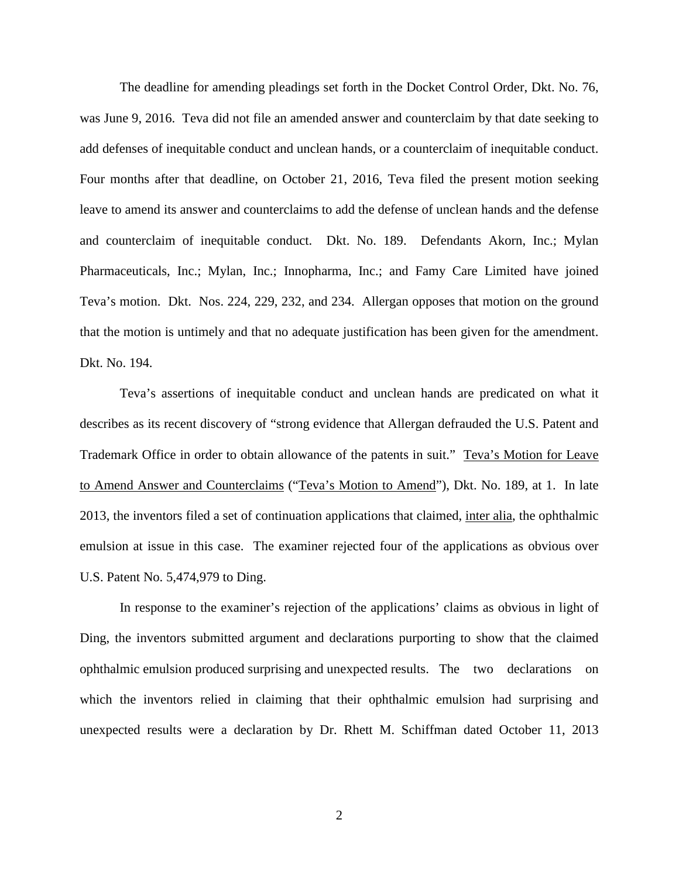The deadline for amending pleadings set forth in the Docket Control Order, Dkt. No. 76, was June 9, 2016. Teva did not file an amended answer and counterclaim by that date seeking to add defenses of inequitable conduct and unclean hands, or a counterclaim of inequitable conduct. Four months after that deadline, on October 21, 2016, Teva filed the present motion seeking leave to amend its answer and counterclaims to add the defense of unclean hands and the defense and counterclaim of inequitable conduct. Dkt. No. 189. Defendants Akorn, Inc.; Mylan Pharmaceuticals, Inc.; Mylan, Inc.; Innopharma, Inc.; and Famy Care Limited have joined Teva's motion. Dkt. Nos. 224, 229, 232, and 234. Allergan opposes that motion on the ground that the motion is untimely and that no adequate justification has been given for the amendment. Dkt. No. 194.

Teva's assertions of inequitable conduct and unclean hands are predicated on what it describes as its recent discovery of "strong evidence that Allergan defrauded the U.S. Patent and Trademark Office in order to obtain allowance of the patents in suit." Teva's Motion for Leave to Amend Answer and Counterclaims ("Teva's Motion to Amend"), Dkt. No. 189, at 1. In late 2013, the inventors filed a set of continuation applications that claimed, inter alia, the ophthalmic emulsion at issue in this case. The examiner rejected four of the applications as obvious over U.S. Patent No. 5,474,979 to Ding.

In response to the examiner's rejection of the applications' claims as obvious in light of Ding, the inventors submitted argument and declarations purporting to show that the claimed ophthalmic emulsion produced surprising and unexpected results. The two declarations on which the inventors relied in claiming that their ophthalmic emulsion had surprising and unexpected results were a declaration by Dr. Rhett M. Schiffman dated October 11, 2013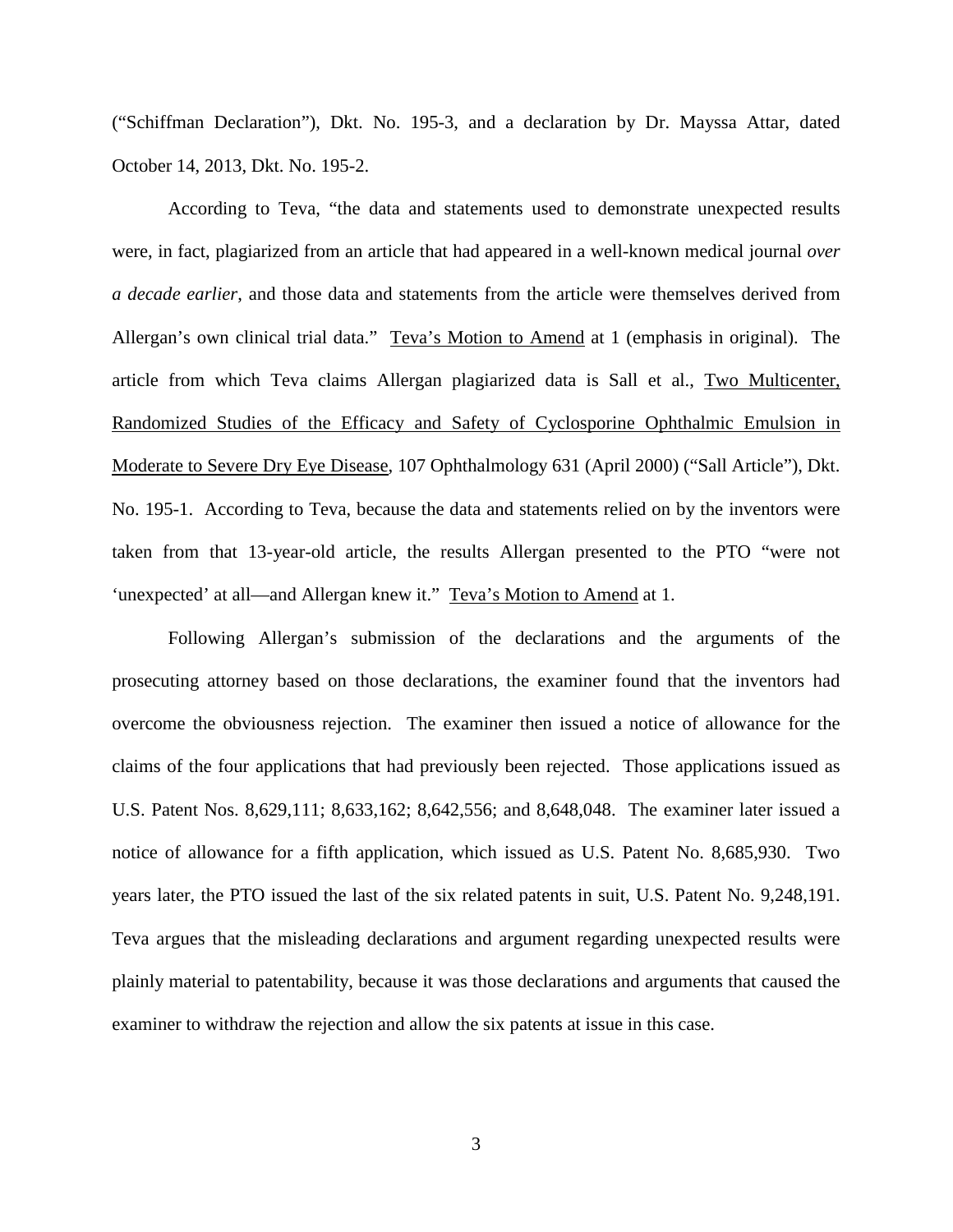("Schiffman Declaration"), Dkt. No. 195-3, and a declaration by Dr. Mayssa Attar, dated October 14, 2013, Dkt. No. 195-2.

According to Teva, "the data and statements used to demonstrate unexpected results were, in fact, plagiarized from an article that had appeared in a well-known medical journal *over a decade earlier*, and those data and statements from the article were themselves derived from Allergan's own clinical trial data." Teva's Motion to Amend at 1 (emphasis in original). The article from which Teva claims Allergan plagiarized data is Sall et al., Two Multicenter, Randomized Studies of the Efficacy and Safety of Cyclosporine Ophthalmic Emulsion in Moderate to Severe Dry Eye Disease, 107 Ophthalmology 631 (April 2000) ("Sall Article"), Dkt. No. 195-1. According to Teva, because the data and statements relied on by the inventors were taken from that 13-year-old article, the results Allergan presented to the PTO "were not 'unexpected' at all—and Allergan knew it." Teva's Motion to Amend at 1.

Following Allergan's submission of the declarations and the arguments of the prosecuting attorney based on those declarations, the examiner found that the inventors had overcome the obviousness rejection. The examiner then issued a notice of allowance for the claims of the four applications that had previously been rejected. Those applications issued as U.S. Patent Nos. 8,629,111; 8,633,162; 8,642,556; and 8,648,048. The examiner later issued a notice of allowance for a fifth application, which issued as U.S. Patent No. 8,685,930. Two years later, the PTO issued the last of the six related patents in suit, U.S. Patent No. 9,248,191. Teva argues that the misleading declarations and argument regarding unexpected results were plainly material to patentability, because it was those declarations and arguments that caused the examiner to withdraw the rejection and allow the six patents at issue in this case.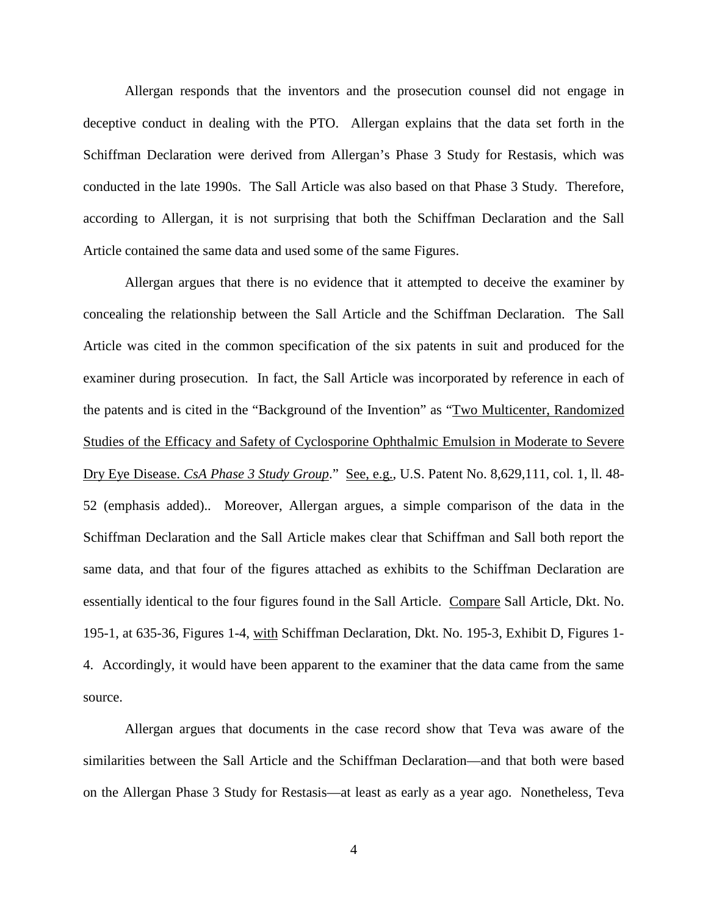Allergan responds that the inventors and the prosecution counsel did not engage in deceptive conduct in dealing with the PTO. Allergan explains that the data set forth in the Schiffman Declaration were derived from Allergan's Phase 3 Study for Restasis, which was conducted in the late 1990s. The Sall Article was also based on that Phase 3 Study. Therefore, according to Allergan, it is not surprising that both the Schiffman Declaration and the Sall Article contained the same data and used some of the same Figures.

Allergan argues that there is no evidence that it attempted to deceive the examiner by concealing the relationship between the Sall Article and the Schiffman Declaration. The Sall Article was cited in the common specification of the six patents in suit and produced for the examiner during prosecution. In fact, the Sall Article was incorporated by reference in each of the patents and is cited in the "Background of the Invention" as "Two Multicenter, Randomized Studies of the Efficacy and Safety of Cyclosporine Ophthalmic Emulsion in Moderate to Severe Dry Eye Disease. *CsA Phase 3 Study Group*." See, e.g., U.S. Patent No. 8,629,111, col. 1, ll. 48-52 (emphasis added).. Moreover, Allergan argues, a simple comparison of the data in the Schiffman Declaration and the Sall Article makes clear that Schiffman and Sall both report the same data, and that four of the figures attached as exhibits to the Schiffman Declaration are essentially identical to the four figures found in the Sall Article. Compare Sall Article, Dkt. No. 195-1, at 635-36, Figures 1-4, with Schiffman Declaration, Dkt. No. 195-3, Exhibit D, Figures 1-4. Accordingly, it would have been apparent to the examiner that the data came from the same source.

Allergan argues that documents in the case record show that Teva was aware of the similarities between the Sall Article and the Schiffman Declaration—and that both were based on the Allergan Phase 3 Study for Restasis—at least as early as a year ago. Nonetheless, Teva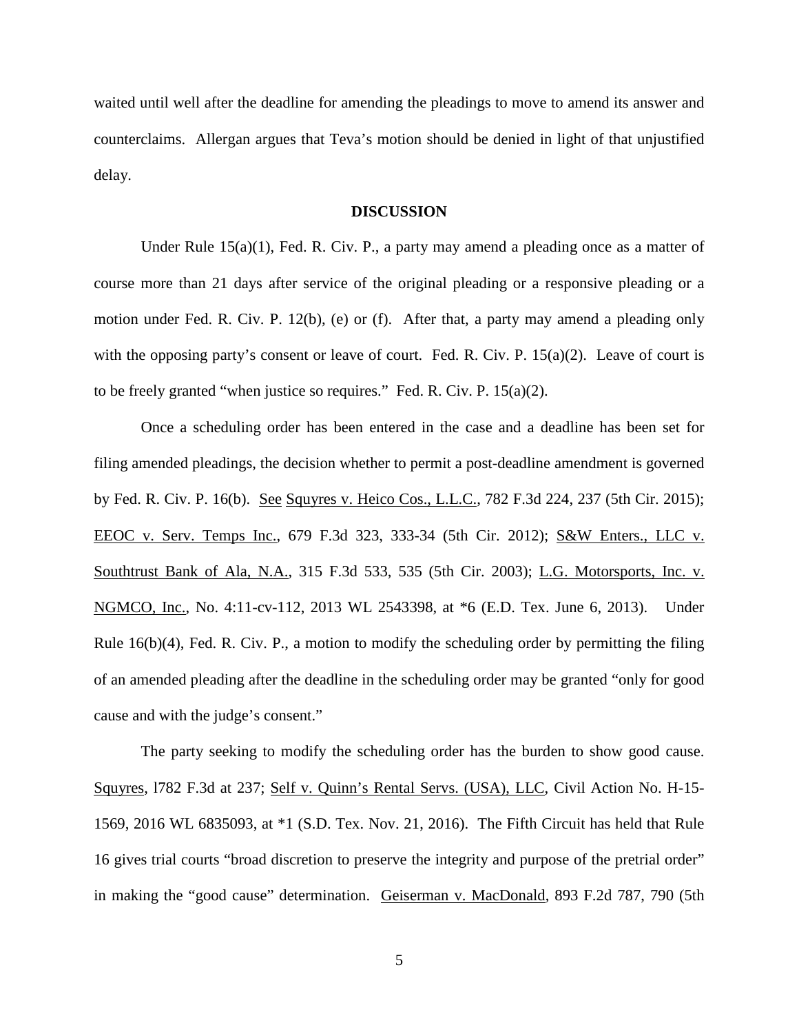waited until well after the deadline for amending the pleadings to move to amend its answer and counterclaims. Allergan argues that Teva's motion should be denied in light of that unjustified delay.

**DISCUSSION**

Under Rule 15(a)(1), Fed. R. Civ. P., a party may amend a pleading once as a matter of course more than 21 days after service of the original pleading or a responsive pleading or a motion under Fed. R. Civ. P. 12(b), (e) or (f). After that, a party may amend a pleading only with the opposing party's consent or leave of court. Fed. R. Civ. P. 15(a)(2). Leave of court is to be freely granted "when justice so requires." Fed. R. Civ. P. 15(a)(2).

Once a scheduling order has been entered in the case and a deadline has been set for filing amended pleadings, the decision whether to permit a post-deadline amendment is governed by Fed. R. Civ. P. 16(b). See Squyres v. Heico Cos., L.L.C., 782 F.3d 224, 237 (5th Cir. 2015); EEOC v. Serv. Temps Inc., 679 F.3d 323, 333-34 (5th Cir. 2012); S&W Enters., LLC v. Southtrust Bank of Ala, N.A., 315 F.3d 533, 535 (5th Cir. 2003); L.G. Motorsports, Inc. v. NGMCO, Inc., No. 4:11-cv-112, 2013 WL 2543398, at *6 (E.D. Tex. June 6, 2013). Under Rule 16(b)(4), Fed. R. Civ. P., a motion to modify the scheduling order by permitting the filing of an amended pleading after the deadline in the scheduling order may be granted "only for good cause and with the judge's consent."

The party seeking to modify the scheduling order has the burden to show good cause. Squyres, l782 F.3d at 237; Self v. Quinn's Rental Servs. (USA), LLC, Civil Action No. H-15-1569, 2016 WL 6835093, at *1 (S.D. Tex. Nov. 21, 2016). The Fifth Circuit has held that Rule 16 gives trial courts "broad discretion to preserve the integrity and purpose of the pretrial order" in making the "good cause" determination. Geiserman v. MacDonald, 893 F.2d 787, 790 (5th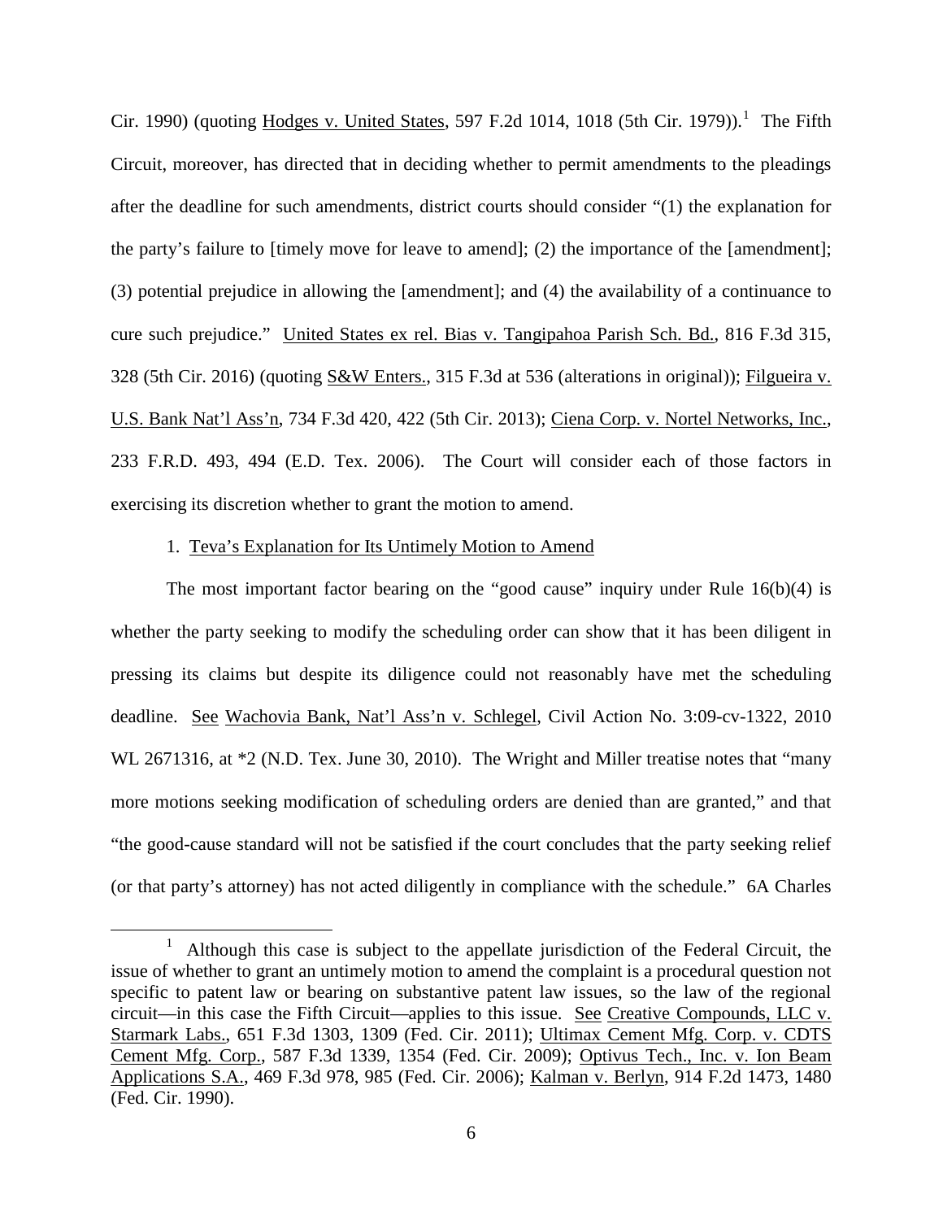Cir. 1990) (quoting Hodges v. United States, 597 F.2d 1014, 1018 (5th Cir. 1979)).[1] The Fifth Circuit, moreover, has directed that in deciding whether to permit amendments to the pleadings after the deadline for such amendments, district courts should consider "(1) the explanation for the party's failure to [timely move for leave to amend]; (2) the importance of the [amendment]; (3) potential prejudice in allowing the [amendment]; and (4) the availability of a continuance to cure such prejudice." United States ex rel. Bias v. Tangipahoa Parish Sch. Bd., 816 F.3d 315, 328 (5th Cir. 2016) (quoting S&W Enters., 315 F.3d at 536 (alterations in original)); Filgueira v. U.S. Bank Nat'l Ass'n, 734 F.3d 420, 422 (5th Cir. 2013); Ciena Corp. v. Nortel Networks, Inc., 233 F.R.D. 493, 494 (E.D. Tex. 2006). The Court will consider each of those factors in exercising its discretion whether to grant the motion to amend.

1. Teva's Explanation for Its Untimely Motion to Amend

The most important factor bearing on the "good cause" inquiry under Rule 16(b)(4) is whether the party seeking to modify the scheduling order can show that it has been diligent in pressing its claims but despite its diligence could not reasonably have met the scheduling deadline. See Wachovia Bank, Nat'l Ass'n v. Schlegel, Civil Action No. 3:09-cv-1322, 2010 WL 2671316, at *2 (N.D. Tex. June 30, 2010). The Wright and Miller treatise notes that "many more motions seeking modification of scheduling orders are denied than are granted," and that "the good-cause standard will not be satisfied if the court concludes that the party seeking relief (or that party's attorney) has not acted diligently in compliance with the schedule." 6A Charles

[1] Although this case is subject to the appellate jurisdiction of the Federal Circuit, the issue of whether to grant an untimely motion to amend the complaint is a procedural question not specific to patent law or bearing on substantive patent law issues, so the law of the regional circuit—in this case the Fifth Circuit—applies to this issue. See Creative Compounds, LLC v. Starmark Labs., 651 F.3d 1303, 1309 (Fed. Cir. 2011); Ultimax Cement Mfg. Corp. v. CDTS Cement Mfg. Corp., 587 F.3d 1339, 1354 (Fed. Cir. 2009); Optivus Tech., Inc. v. Ion Beam Applications S.A., 469 F.3d 978, 985 (Fed. Cir. 2006); Kalman v. Berlyn, 914 F.2d 1473, 1480 (Fed. Cir. 1990).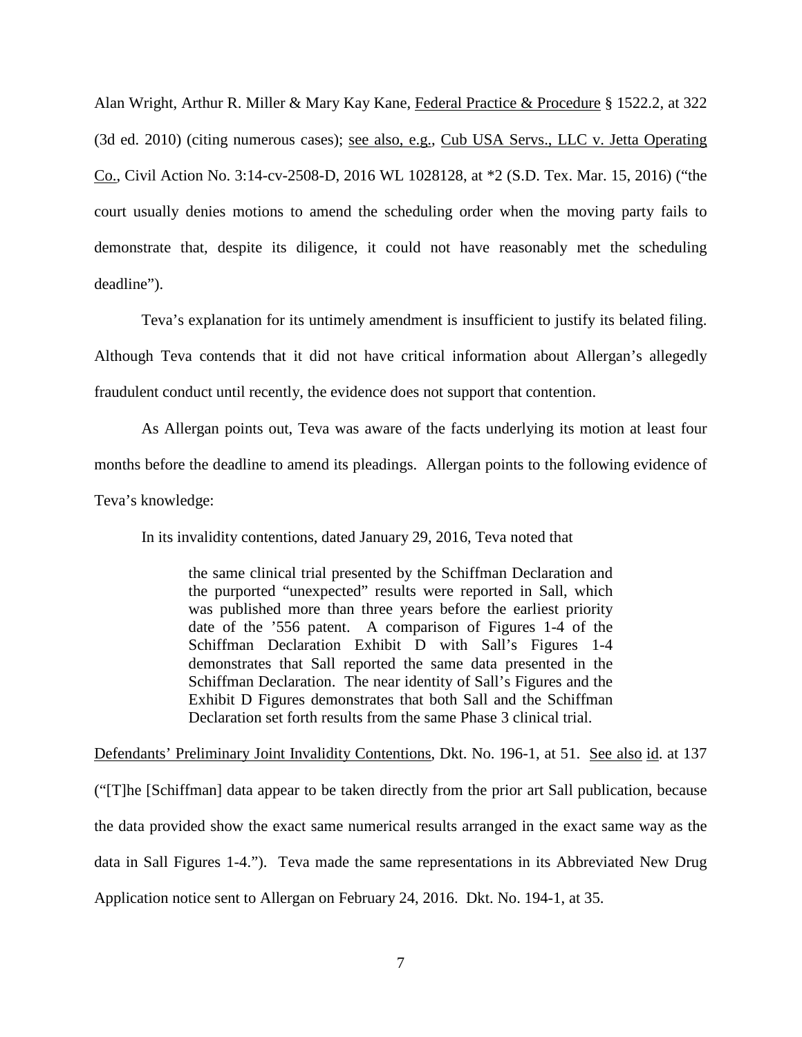Alan Wright, Arthur R. Miller & Mary Kay Kane, Federal Practice & Procedure § 1522.2, at 322 (3d ed. 2010) (citing numerous cases); see also, e.g., Cub USA Servs., LLC v. Jetta Operating Co., Civil Action No. 3:14-cv-2508-D, 2016 WL 1028128, at *2 (S.D. Tex. Mar. 15, 2016) ("the court usually denies motions to amend the scheduling order when the moving party fails to demonstrate that, despite its diligence, it could not have reasonably met the scheduling deadline").

Teva's explanation for its untimely amendment is insufficient to justify its belated filing. Although Teva contends that it did not have critical information about Allergan's allegedly fraudulent conduct until recently, the evidence does not support that contention.

As Allergan points out, Teva was aware of the facts underlying its motion at least four months before the deadline to amend its pleadings. Allergan points to the following evidence of Teva's knowledge:

In its invalidity contentions, dated January 29, 2016, Teva noted that

> the same clinical trial presented by the Schiffman Declaration and the purported "unexpected" results were reported in Sall, which was published more than three years before the earliest priority date of the '556 patent. A comparison of Figures 1-4 of the Schiffman Declaration Exhibit D with Sall's Figures 1-4 demonstrates that Sall reported the same data presented in the Schiffman Declaration. The near identity of Sall's Figures and the Exhibit D Figures demonstrates that both Sall and the Schiffman Declaration set forth results from the same Phase 3 clinical trial.

Defendants' Preliminary Joint Invalidity Contentions, Dkt. No. 196-1, at 51. See also id. at 137 ("[T]he [Schiffman] data appear to be taken directly from the prior art Sall publication, because the data provided show the exact same numerical results arranged in the exact same way as the data in Sall Figures 1-4."). Teva made the same representations in its Abbreviated New Drug Application notice sent to Allergan on February 24, 2016. Dkt. No. 194-1, at 35.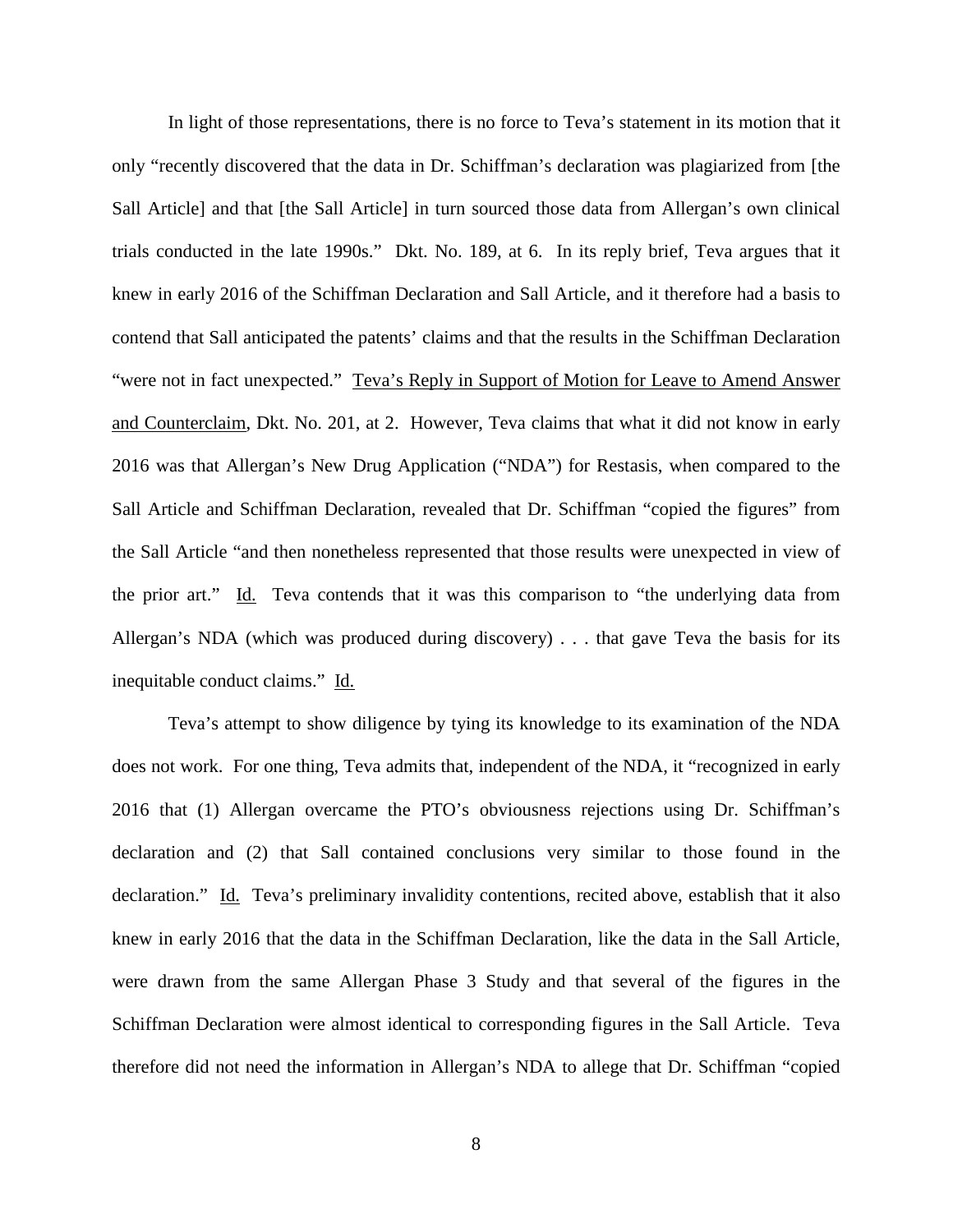In light of those representations, there is no force to Teva's statement in its motion that it only "recently discovered that the data in Dr. Schiffman's declaration was plagiarized from [the Sall Article] and that [the Sall Article] in turn sourced those data from Allergan's own clinical trials conducted in the late 1990s." Dkt. No. 189, at 6. In its reply brief, Teva argues that it knew in early 2016 of the Schiffman Declaration and Sall Article, and it therefore had a basis to contend that Sall anticipated the patents' claims and that the results in the Schiffman Declaration "were not in fact unexpected." Teva's Reply in Support of Motion for Leave to Amend Answer and Counterclaim, Dkt. No. 201, at 2. However, Teva claims that what it did not know in early 2016 was that Allergan's New Drug Application ("NDA") for Restasis, when compared to the Sall Article and Schiffman Declaration, revealed that Dr. Schiffman "copied the figures" from the Sall Article "and then nonetheless represented that those results were unexpected in view of the prior art." Id. Teva contends that it was this comparison to "the underlying data from Allergan's NDA (which was produced during discovery) . . . that gave Teva the basis for its inequitable conduct claims." Id.

Teva's attempt to show diligence by tying its knowledge to its examination of the NDA does not work. For one thing, Teva admits that, independent of the NDA, it "recognized in early 2016 that (1) Allergan overcame the PTO's obviousness rejections using Dr. Schiffman's declaration and (2) that Sall contained conclusions very similar to those found in the declaration." Id. Teva's preliminary invalidity contentions, recited above, establish that it also knew in early 2016 that the data in the Schiffman Declaration, like the data in the Sall Article, were drawn from the same Allergan Phase 3 Study and that several of the figures in the Schiffman Declaration were almost identical to corresponding figures in the Sall Article. Teva therefore did not need the information in Allergan's NDA to allege that Dr. Schiffman "copied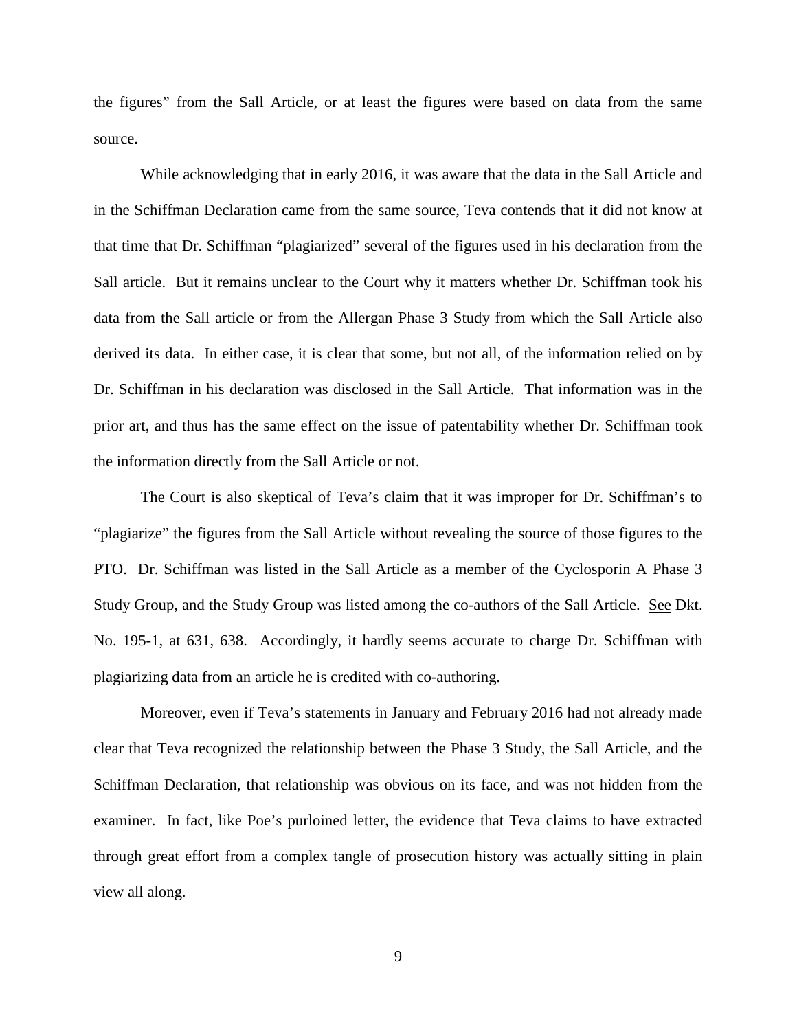the figures" from the Sall Article, or at least the figures were based on data from the same source.

While acknowledging that in early 2016, it was aware that the data in the Sall Article and in the Schiffman Declaration came from the same source, Teva contends that it did not know at that time that Dr. Schiffman "plagiarized" several of the figures used in his declaration from the Sall article. But it remains unclear to the Court why it matters whether Dr. Schiffman took his data from the Sall article or from the Allergan Phase 3 Study from which the Sall Article also derived its data. In either case, it is clear that some, but not all, of the information relied on by Dr. Schiffman in his declaration was disclosed in the Sall Article. That information was in the prior art, and thus has the same effect on the issue of patentability whether Dr. Schiffman took the information directly from the Sall Article or not.

The Court is also skeptical of Teva's claim that it was improper for Dr. Schiffman's to "plagiarize" the figures from the Sall Article without revealing the source of those figures to the PTO. Dr. Schiffman was listed in the Sall Article as a member of the Cyclosporin A Phase 3 Study Group, and the Study Group was listed among the co-authors of the Sall Article. See Dkt. No. 195-1, at 631, 638. Accordingly, it hardly seems accurate to charge Dr. Schiffman with plagiarizing data from an article he is credited with co-authoring.

Moreover, even if Teva's statements in January and February 2016 had not already made clear that Teva recognized the relationship between the Phase 3 Study, the Sall Article, and the Schiffman Declaration, that relationship was obvious on its face, and was not hidden from the examiner. In fact, like Poe's purloined letter, the evidence that Teva claims to have extracted through great effort from a complex tangle of prosecution history was actually sitting in plain view all along.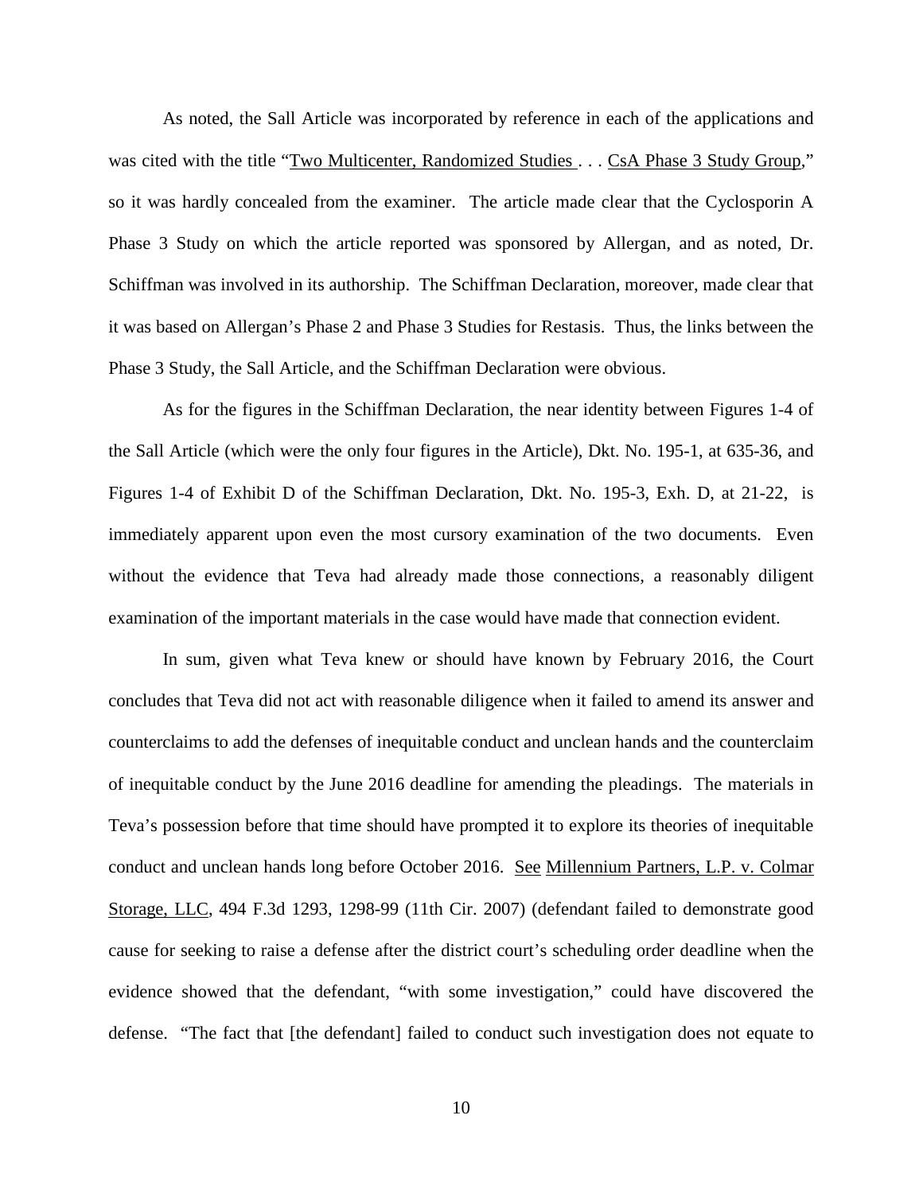As noted, the Sall Article was incorporated by reference in each of the applications and was cited with the title "Two Multicenter, Randomized Studies . . . CsA Phase 3 Study Group," so it was hardly concealed from the examiner. The article made clear that the Cyclosporin A Phase 3 Study on which the article reported was sponsored by Allergan, and as noted, Dr. Schiffman was involved in its authorship. The Schiffman Declaration, moreover, made clear that it was based on Allergan's Phase 2 and Phase 3 Studies for Restasis. Thus, the links between the Phase 3 Study, the Sall Article, and the Schiffman Declaration were obvious.

As for the figures in the Schiffman Declaration, the near identity between Figures 1-4 of the Sall Article (which were the only four figures in the Article), Dkt. No. 195-1, at 635-36, and Figures 1-4 of Exhibit D of the Schiffman Declaration, Dkt. No. 195-3, Exh. D, at 21-22, is immediately apparent upon even the most cursory examination of the two documents. Even without the evidence that Teva had already made those connections, a reasonably diligent examination of the important materials in the case would have made that connection evident.

In sum, given what Teva knew or should have known by February 2016, the Court concludes that Teva did not act with reasonable diligence when it failed to amend its answer and counterclaims to add the defenses of inequitable conduct and unclean hands and the counterclaim of inequitable conduct by the June 2016 deadline for amending the pleadings. The materials in Teva's possession before that time should have prompted it to explore its theories of inequitable conduct and unclean hands long before October 2016. See Millennium Partners, L.P. v. Colmar Storage, LLC, 494 F.3d 1293, 1298-99 (11th Cir. 2007) (defendant failed to demonstrate good cause for seeking to raise a defense after the district court's scheduling order deadline when the evidence showed that the defendant, "with some investigation," could have discovered the defense. "The fact that [the defendant] failed to conduct such investigation does not equate to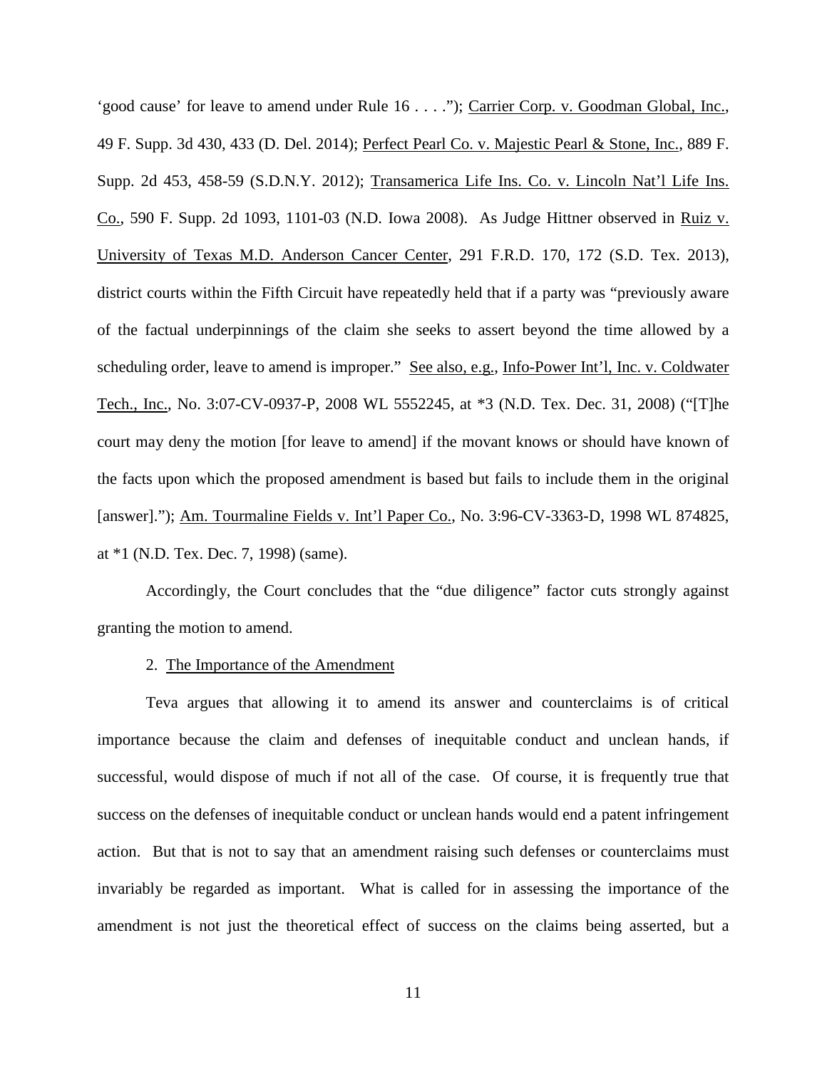'good cause' for leave to amend under Rule 16 . . . ."); Carrier Corp. v. Goodman Global, Inc., 49 F. Supp. 3d 430, 433 (D. Del. 2014); Perfect Pearl Co. v. Majestic Pearl & Stone, Inc., 889 F. Supp. 2d 453, 458-59 (S.D.N.Y. 2012); Transamerica Life Ins. Co. v. Lincoln Nat'l Life Ins. Co., 590 F. Supp. 2d 1093, 1101-03 (N.D. Iowa 2008). As Judge Hittner observed in Ruiz v. University of Texas M.D. Anderson Cancer Center, 291 F.R.D. 170, 172 (S.D. Tex. 2013), district courts within the Fifth Circuit have repeatedly held that if a party was "previously aware of the factual underpinnings of the claim she seeks to assert beyond the time allowed by a scheduling order, leave to amend is improper." See also, e.g., Info-Power Int'l, Inc. v. Coldwater Tech., Inc., No. 3:07-CV-0937-P, 2008 WL 5552245, at *3 (N.D. Tex. Dec. 31, 2008) ("[T]he court may deny the motion [for leave to amend] if the movant knows or should have known of the facts upon which the proposed amendment is based but fails to include them in the original [answer]."); Am. Tourmaline Fields v. Int'l Paper Co., No. 3:96-CV-3363-D, 1998 WL 874825, at *1 (N.D. Tex. Dec. 7, 1998) (same).

Accordingly, the Court concludes that the "due diligence" factor cuts strongly against granting the motion to amend.

2. The Importance of the Amendment

Teva argues that allowing it to amend its answer and counterclaims is of critical importance because the claim and defenses of inequitable conduct and unclean hands, if successful, would dispose of much if not all of the case. Of course, it is frequently true that success on the defenses of inequitable conduct or unclean hands would end a patent infringement action. But that is not to say that an amendment raising such defenses or counterclaims must invariably be regarded as important. What is called for in assessing the importance of the amendment is not just the theoretical effect of success on the claims being asserted, but a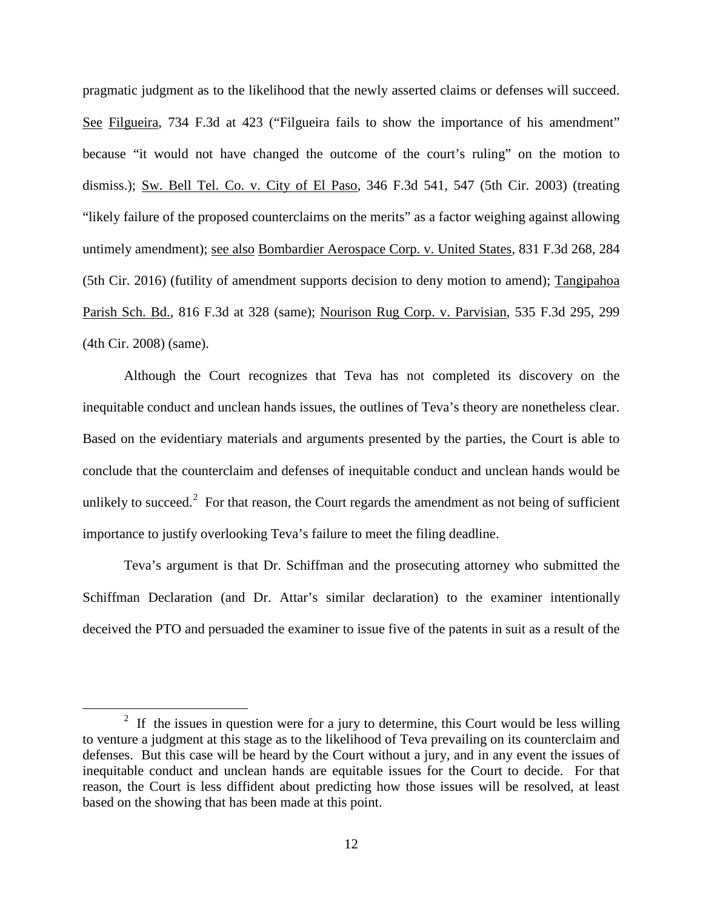pragmatic judgment as to the likelihood that the newly asserted claims or defenses will succeed. See Filgueira, 734 F.3d at 423 ("Filgueira fails to show the importance of his amendment" because "it would not have changed the outcome of the court's ruling" on the motion to dismiss.); Sw. Bell Tel. Co. v. City of El Paso, 346 F.3d 541, 547 (5th Cir. 2003) (treating "likely failure of the proposed counterclaims on the merits" as a factor weighing against allowing untimely amendment); see also Bombardier Aerospace Corp. v. United States, 831 F.3d 268, 284 (5th Cir. 2016) (futility of amendment supports decision to deny motion to amend); Tangipahoa Parish Sch. Bd., 816 F.3d at 328 (same); Nourison Rug Corp. v. Parvisian, 535 F.3d 295, 299 (4th Cir. 2008) (same).

Although the Court recognizes that Teva has not completed its discovery on the inequitable conduct and unclean hands issues, the outlines of Teva's theory are nonetheless clear. Based on the evidentiary materials and arguments presented by the parties, the Court is able to conclude that the counterclaim and defenses of inequitable conduct and unclean hands would be unlikely to succeed.[2] For that reason, the Court regards the amendment as not being of sufficient importance to justify overlooking Teva's failure to meet the filing deadline.

Teva's argument is that Dr. Schiffman and the prosecuting attorney who submitted the Schiffman Declaration (and Dr. Attar's similar declaration) to the examiner intentionally deceived the PTO and persuaded the examiner to issue five of the patents in suit as a result of the

[2] If the issues in question were for a jury to determine, this Court would be less willing to venture a judgment at this stage as to the likelihood of Teva prevailing on its counterclaim and defenses. But this case will be heard by the Court without a jury, and in any event the issues of inequitable conduct and unclean hands are equitable issues for the Court to decide. For that reason, the Court is less diffident about predicting how those issues will be resolved, at least based on the showing that has been made at this point.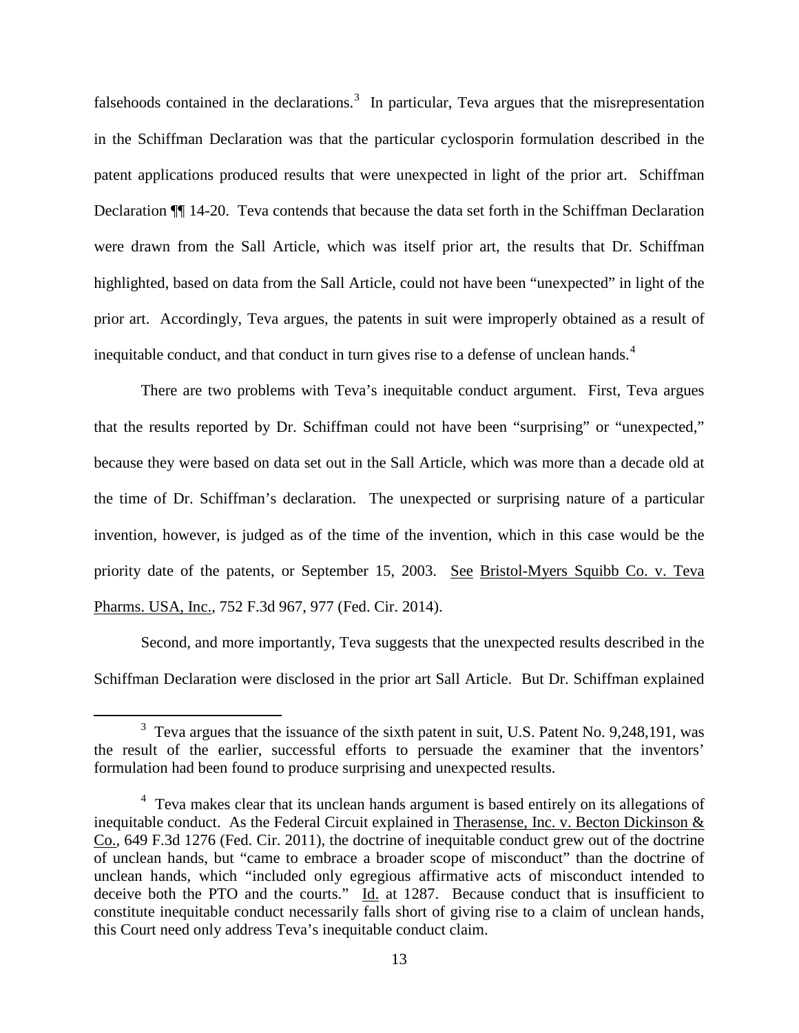falsehoods contained in the declarations.[3] In particular, Teva argues that the misrepresentation in the Schiffman Declaration was that the particular cyclosporin formulation described in the patent applications produced results that were unexpected in light of the prior art. Schiffman Declaration ¶¶ 14-20. Teva contends that because the data set forth in the Schiffman Declaration were drawn from the Sall Article, which was itself prior art, the results that Dr. Schiffman highlighted, based on data from the Sall Article, could not have been "unexpected" in light of the prior art. Accordingly, Teva argues, the patents in suit were improperly obtained as a result of inequitable conduct, and that conduct in turn gives rise to a defense of unclean hands.[4]

There are two problems with Teva's inequitable conduct argument. First, Teva argues that the results reported by Dr. Schiffman could not have been "surprising" or "unexpected," because they were based on data set out in the Sall Article, which was more than a decade old at the time of Dr. Schiffman's declaration. The unexpected or surprising nature of a particular invention, however, is judged as of the time of the invention, which in this case would be the priority date of the patents, or September 15, 2003. <u>See</u> <u>Bristol-Myers Squibb Co. v. Teva Pharms. USA, Inc.</u>, 752 F.3d 967, 977 (Fed. Cir. 2014).

Second, and more importantly, Teva suggests that the unexpected results described in the Schiffman Declaration were disclosed in the prior art Sall Article. But Dr. Schiffman explained

---

[3] Teva argues that the issuance of the sixth patent in suit, U.S. Patent No. 9,248,191, was the result of the earlier, successful efforts to persuade the examiner that the inventors' formulation had been found to produce surprising and unexpected results.

[4] Teva makes clear that its unclean hands argument is based entirely on its allegations of inequitable conduct. As the Federal Circuit explained in <u>Therasense, Inc. v. Becton Dickinson & Co.</u>, 649 F.3d 1276 (Fed. Cir. 2011), the doctrine of inequitable conduct grew out of the doctrine of unclean hands, but "came to embrace a broader scope of misconduct" than the doctrine of unclean hands, which "included only egregious affirmative acts of misconduct intended to deceive both the PTO and the courts." <u>Id.</u> at 1287. Because conduct that is insufficient to constitute inequitable conduct necessarily falls short of giving rise to a claim of unclean hands, this Court need only address Teva's inequitable conduct claim.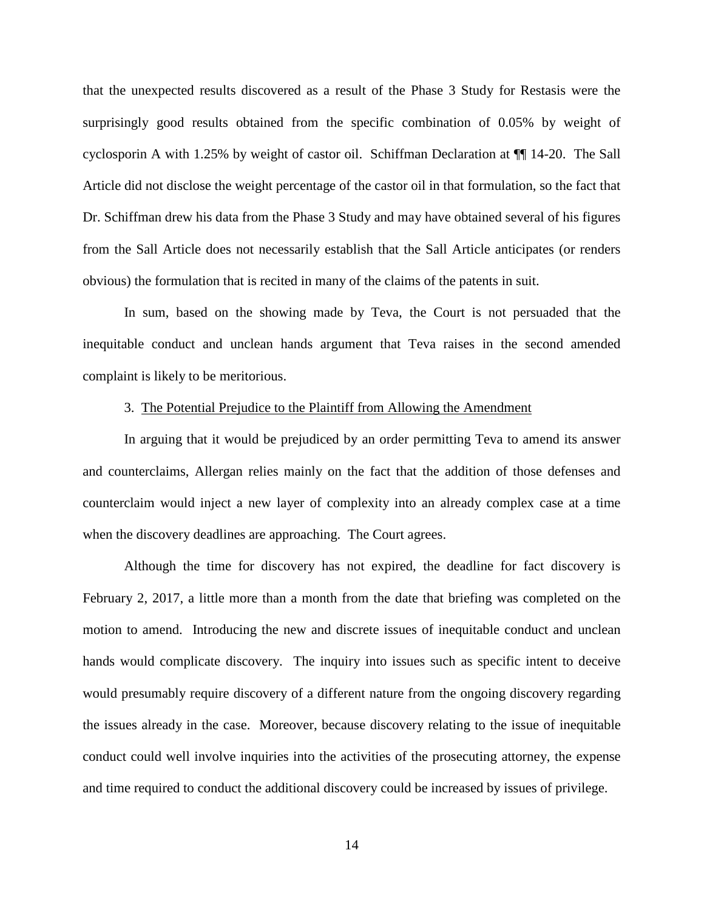that the unexpected results discovered as a result of the Phase 3 Study for Restasis were the surprisingly good results obtained from the specific combination of 0.05% by weight of cyclosporin A with 1.25% by weight of castor oil. Schiffman Declaration at ¶¶ 14-20. The Sall Article did not disclose the weight percentage of the castor oil in that formulation, so the fact that Dr. Schiffman drew his data from the Phase 3 Study and may have obtained several of his figures from the Sall Article does not necessarily establish that the Sall Article anticipates (or renders obvious) the formulation that is recited in many of the claims of the patents in suit.

In sum, based on the showing made by Teva, the Court is not persuaded that the inequitable conduct and unclean hands argument that Teva raises in the second amended complaint is likely to be meritorious.

3. <u>The Potential Prejudice to the Plaintiff from Allowing the Amendment</u>

In arguing that it would be prejudiced by an order permitting Teva to amend its answer and counterclaims, Allergan relies mainly on the fact that the addition of those defenses and counterclaim would inject a new layer of complexity into an already complex case at a time when the discovery deadlines are approaching. The Court agrees.

Although the time for discovery has not expired, the deadline for fact discovery is February 2, 2017, a little more than a month from the date that briefing was completed on the motion to amend. Introducing the new and discrete issues of inequitable conduct and unclean hands would complicate discovery. The inquiry into issues such as specific intent to deceive would presumably require discovery of a different nature from the ongoing discovery regarding the issues already in the case. Moreover, because discovery relating to the issue of inequitable conduct could well involve inquiries into the activities of the prosecuting attorney, the expense and time required to conduct the additional discovery could be increased by issues of privilege.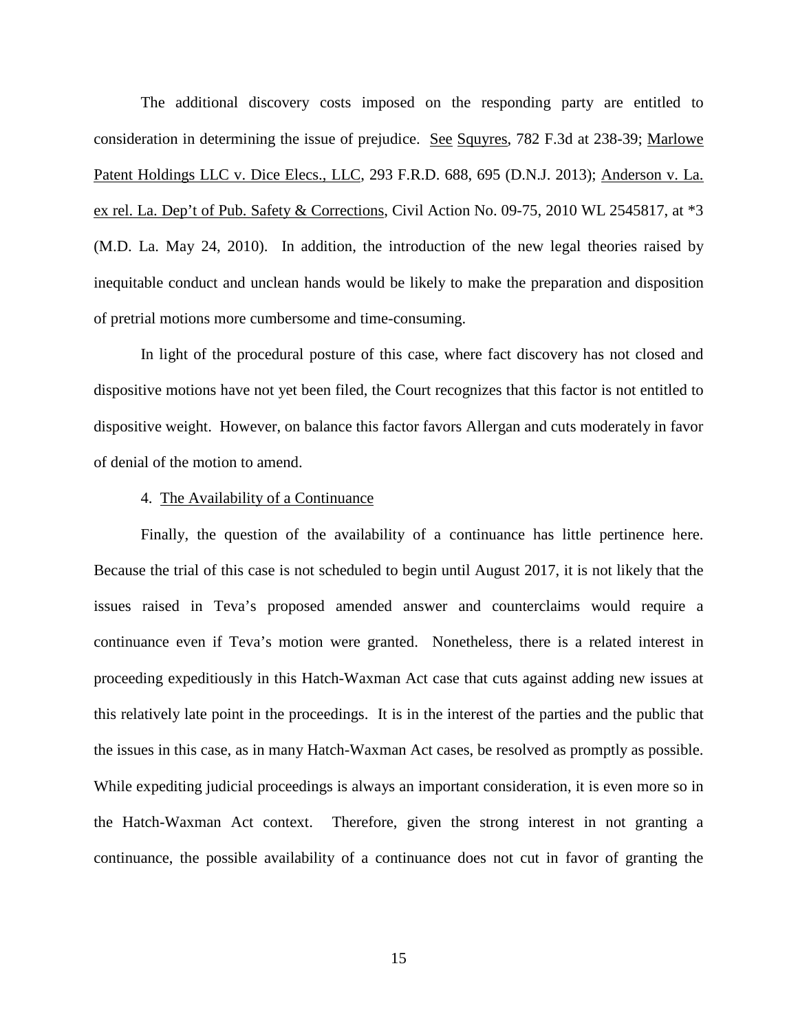The additional discovery costs imposed on the responding party are entitled to consideration in determining the issue of prejudice. See Squyres, 782 F.3d at 238-39; Marlowe Patent Holdings LLC v. Dice Elecs., LLC, 293 F.R.D. 688, 695 (D.N.J. 2013); Anderson v. La. ex rel. La. Dep't of Pub. Safety & Corrections, Civil Action No. 09-75, 2010 WL 2545817, at *3 (M.D. La. May 24, 2010). In addition, the introduction of the new legal theories raised by inequitable conduct and unclean hands would be likely to make the preparation and disposition of pretrial motions more cumbersome and time-consuming.

In light of the procedural posture of this case, where fact discovery has not closed and dispositive motions have not yet been filed, the Court recognizes that this factor is not entitled to dispositive weight. However, on balance this factor favors Allergan and cuts moderately in favor of denial of the motion to amend.

4. The Availability of a Continuance

Finally, the question of the availability of a continuance has little pertinence here. Because the trial of this case is not scheduled to begin until August 2017, it is not likely that the issues raised in Teva's proposed amended answer and counterclaims would require a continuance even if Teva's motion were granted. Nonetheless, there is a related interest in proceeding expeditiously in this Hatch-Waxman Act case that cuts against adding new issues at this relatively late point in the proceedings. It is in the interest of the parties and the public that the issues in this case, as in many Hatch-Waxman Act cases, be resolved as promptly as possible. While expediting judicial proceedings is always an important consideration, it is even more so in the Hatch-Waxman Act context. Therefore, given the strong interest in not granting a continuance, the possible availability of a continuance does not cut in favor of granting the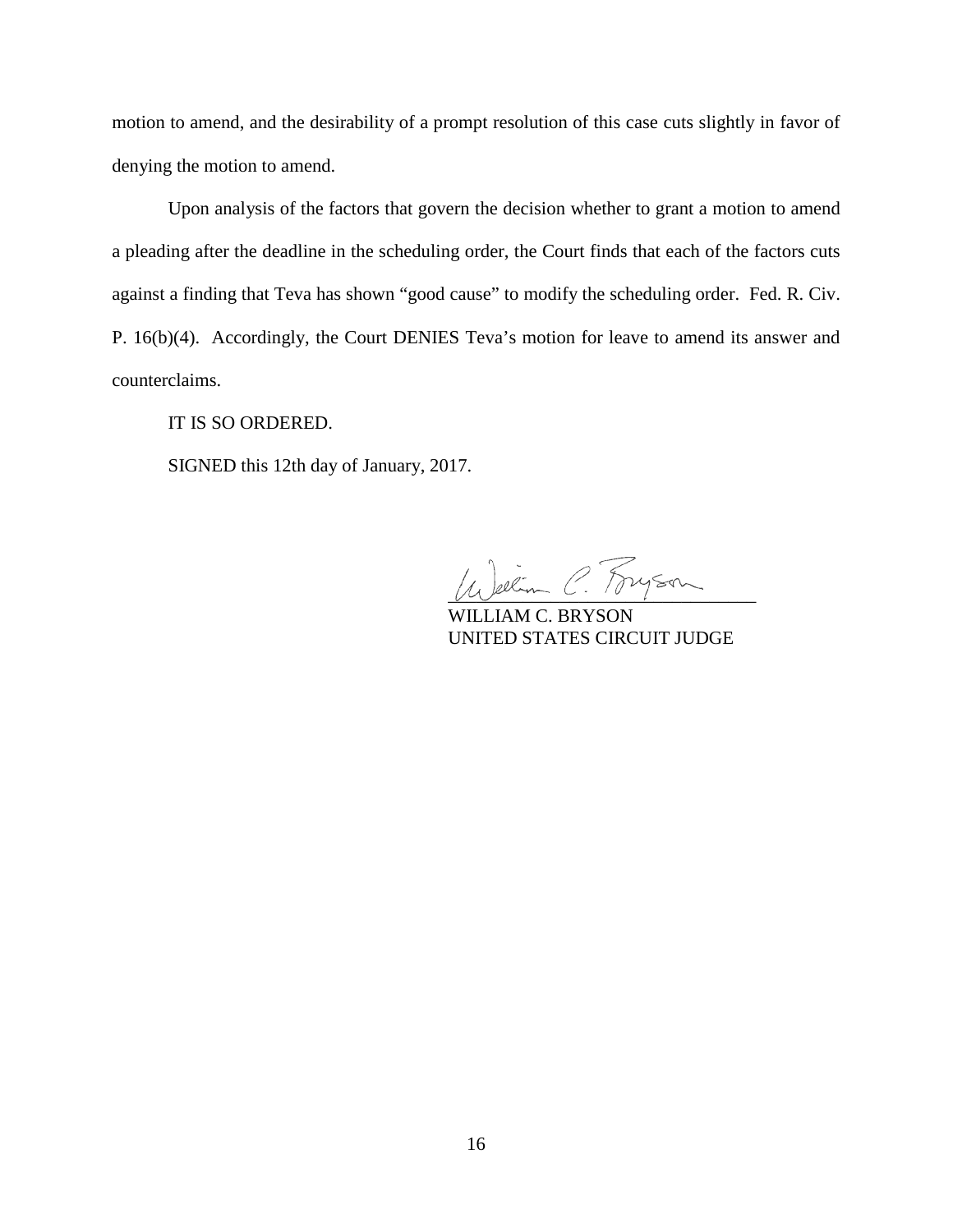motion to amend, and the desirability of a prompt resolution of this case cuts slightly in favor of denying the motion to amend.

Upon analysis of the factors that govern the decision whether to grant a motion to amend a pleading after the deadline in the scheduling order, the Court finds that each of the factors cuts against a finding that Teva has shown "good cause" to modify the scheduling order. Fed. R. Civ. P. 16(b)(4). Accordingly, the Court DENIES Teva's motion for leave to amend its answer and counterclaims.

IT IS SO ORDERED.

SIGNED this 12th day of January, 2017.

WILLIAM C. BRYSON
UNITED STATES CIRCUIT JUDGE